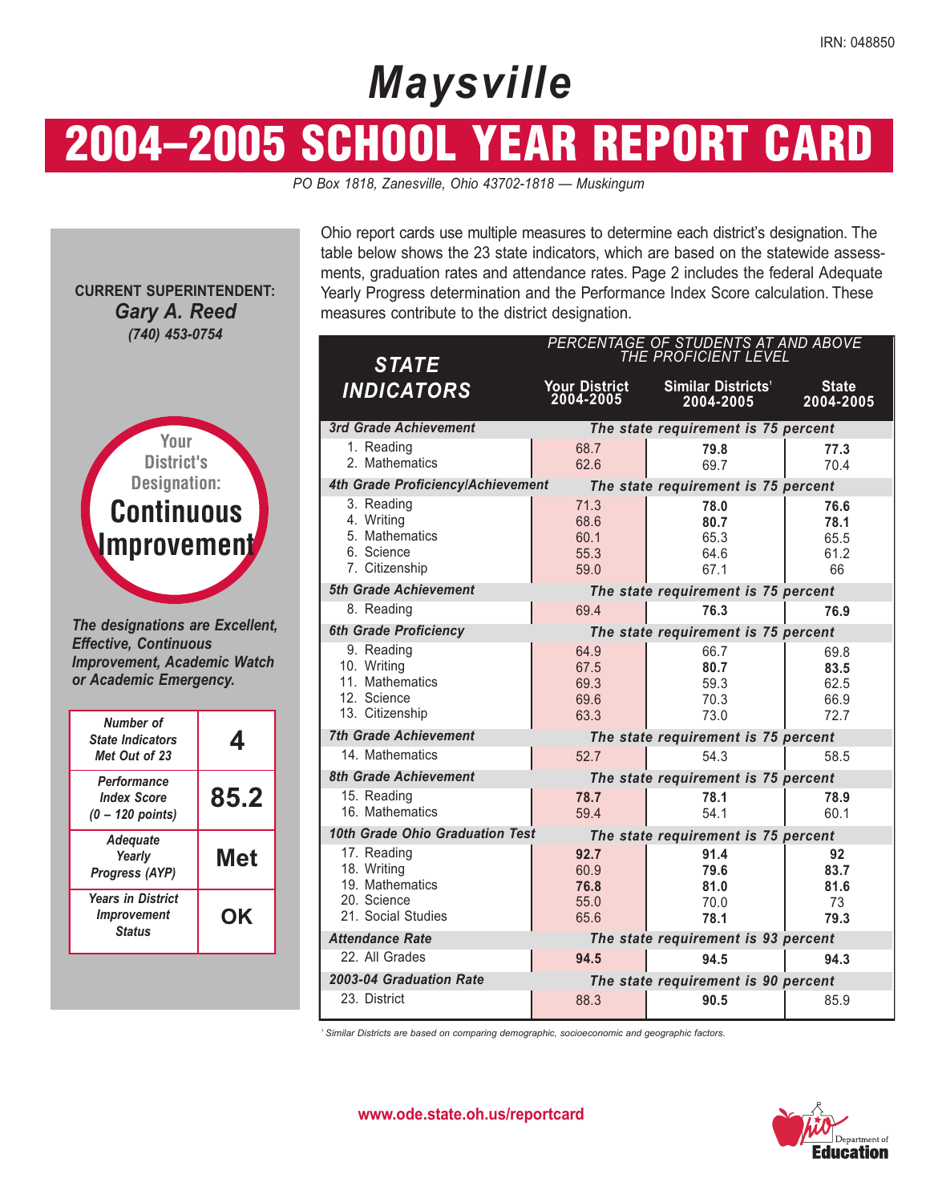IRN: 048850

# Maysville

## 2004–2005 SCHOOL YEAR REPORT CARD

*PO Box 1818, Zanesville, Ohio 43702-1818 — Muskingum*

**CURRENT SUPERINTENDENT:**
*Gary A. Reed*
*(740) 453-0754*

Your District's Designation: **Continuous Improvement**

*The designations are Excellent, Effective, Continuous Improvement, Academic Watch or Academic Emergency.*

| | |
|---|---|
| Number of State Indicators Met Out of 23 | **4** |
| Performance Index Score (0 – 120 points) | **85.2** |
| Adequate Yearly Progress (AYP) | **Met** |
| Years in District Improvement Status | **OK** |

Ohio report cards use multiple measures to determine each district's designation. The table below shows the 23 state indicators, which are based on the statewide assessments, graduation rates and attendance rates. Page 2 includes the federal Adequate Yearly Progress determination and the Performance Index Score calculation. These measures contribute to the district designation.

| STATE INDICATORS | PERCENTAGE OF STUDENTS AT AND ABOVE THE PROFICIENT LEVEL | | |
|---|---|---|---|
| | Your District 2004-2005 | Similar Districts[1] 2004-2005 | State 2004-2005 |
| **3rd Grade Achievement** | *The state requirement is 75 percent* | | |
| 1. Reading | 68.7 | **79.8** | **77.3** |
| 2. Mathematics | 62.6 | 69.7 | 70.4 |
| **4th Grade Proficiency/Achievement** | *The state requirement is 75 percent* | | |
| 3. Reading | 71.3 | **78.0** | **76.6** |
| 4. Writing | 68.6 | **80.7** | **78.1** |
| 5. Mathematics | 60.1 | 65.3 | 65.5 |
| 6. Science | 55.3 | 64.6 | 61.2 |
| 7. Citizenship | 59.0 | 67.1 | 66 |
| **5th Grade Achievement** | *The state requirement is 75 percent* | | |
| 8. Reading | 69.4 | **76.3** | **76.9** |
| **6th Grade Proficiency** | *The state requirement is 75 percent* | | |
| 9. Reading | 64.9 | 66.7 | 69.8 |
| 10. Writing | 67.5 | **80.7** | **83.5** |
| 11. Mathematics | 69.3 | 59.3 | 62.5 |
| 12. Science | 69.6 | 70.3 | 66.9 |
| 13. Citizenship | 63.3 | 73.0 | 72.7 |
| **7th Grade Achievement** | *The state requirement is 75 percent* | | |
| 14. Mathematics | 52.7 | 54.3 | 58.5 |
| **8th Grade Achievement** | *The state requirement is 75 percent* | | |
| 15. Reading | **78.7** | **78.1** | **78.9** |
| 16. Mathematics | 59.4 | 54.1 | 60.1 |
| **10th Grade Ohio Graduation Test** | *The state requirement is 75 percent* | | |
| 17. Reading | **92.7** | **91.4** | **92** |
| 18. Writing | 60.9 | **79.6** | **83.7** |
| 19. Mathematics | **76.8** | **81.0** | **81.6** |
| 20. Science | 55.0 | 70.0 | 73 |
| 21. Social Studies | 65.6 | **78.1** | **79.3** |
| **Attendance Rate** | *The state requirement is 93 percent* | | |
| 22. All Grades | **94.5** | **94.5** | **94.3** |
| **2003-04 Graduation Rate** | *The state requirement is 90 percent* | | |
| 23. District | 88.3 | **90.5** | 85.9 |

*[1] Similar Districts are based on comparing demographic, socioeconomic and geographic factors.*

**www.ode.state.oh.us/reportcard**

Ohio Department of Education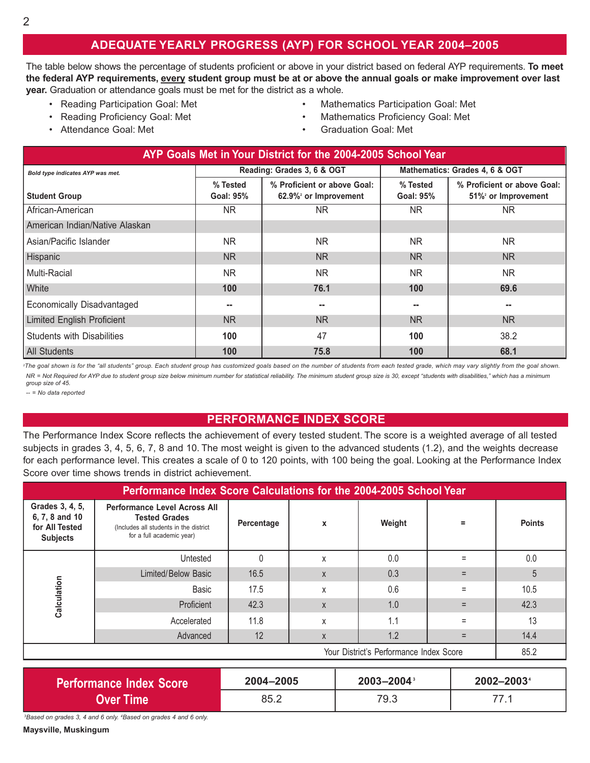## ADEQUATE YEARLY PROGRESS (AYP) FOR SCHOOL YEAR 2004–2005

The table below shows the percentage of students proficient or above in your district based on federal AYP requirements. **To meet the federal AYP requirements, every student group must be at or above the annual goals or make improvement over last year.** Graduation or attendance goals must be met for the district as a whole.

- Reading Participation Goal: Met
- Reading Proficiency Goal: Met
- Attendance Goal: Met
- Mathematics Participation Goal: Met
- Mathematics Proficiency Goal: Met
- Graduation Goal: Met

**AYP Goals Met in Your District for the 2004-2005 School Year**

| *Bold type indicates AYP was met.* | Reading: Grades 3, 6 & OGT | | Mathematics: Grades 4, 6 & OGT | |
|---|---|---|---|---|
| **Student Group** | **% Tested Goal: 95%** | **% Proficient or above Goal: 62.9%[2] or Improvement** | **% Tested Goal: 95%** | **% Proficient or above Goal: 51%[2] or Improvement** |
| African-American | NR | NR | NR | NR |
| American Indian/Native Alaskan | | | | |
| Asian/Pacific Islander | NR | NR | NR | NR |
| Hispanic | NR | NR | NR | NR |
| Multi-Racial | NR | NR | NR | NR |
| White | **100** | **76.1** | **100** | **69.6** |
| Economically Disadvantaged | -- | -- | -- | -- |
| Limited English Proficient | NR | NR | NR | NR |
| Students with Disabilities | **100** | 47 | **100** | 38.2 |
| All Students | **100** | **75.8** | **100** | **68.1** |

*[2]The goal shown is for the "all students" group. Each student group has customized goals based on the number of students from each tested grade, which may vary slightly from the goal shown.*

*NR = Not Required for AYP due to student group size below minimum number for statistical reliability. The minimum student group size is 30, except "students with disabilities," which has a minimum group size of 45.*

*-- = No data reported*

## PERFORMANCE INDEX SCORE

The Performance Index Score reflects the achievement of every tested student. The score is a weighted average of all tested subjects in grades 3, 4, 5, 6, 7, 8 and 10. The most weight is given to the advanced students (1.2), and the weights decrease for each performance level. This creates a scale of 0 to 120 points, with 100 being the goal. Looking at the Performance Index Score over time shows trends in district achievement.

**Performance Index Score Calculations for the 2004-2005 School Year**

| Grades 3, 4, 5, 6, 7, 8 and 10 for All Tested Subjects | Performance Level Across All Tested Grades (Includes all students in the district for a full academic year) | Percentage | x | Weight | = | Points |
|---|---|---|---|---|---|---|
| Calculation | Untested | 0 | x | 0.0 | = | 0.0 |
| | Limited/Below Basic | 16.5 | x | 0.3 | = | 5 |
| | Basic | 17.5 | x | 0.6 | = | 10.5 |
| | Proficient | 42.3 | x | 1.0 | = | 42.3 |
| | Accelerated | 11.8 | x | 1.1 | = | 13 |
| | Advanced | 12 | x | 1.2 | = | 14.4 |
| | | | | Your District's Performance Index Score | | 85.2 |

| Performance Index Score Over Time | 2004–2005 | 2003–2004[3] | 2002–2003[4] |
|---|---|---|---|
| | 85.2 | 79.3 | 77.1 |

*[3]Based on grades 3, 4 and 6 only. [4]Based on grades 4 and 6 only.*

**Maysville, Muskingum**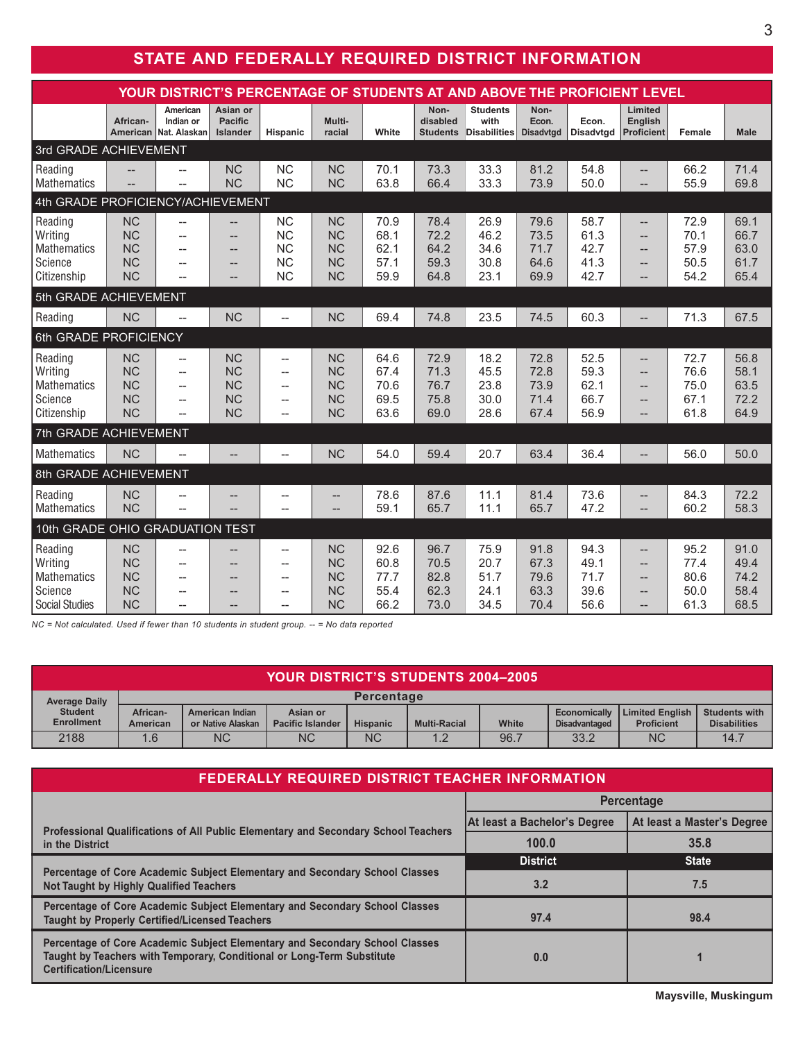# STATE AND FEDERALLY REQUIRED DISTRICT INFORMATION

## YOUR DISTRICT'S PERCENTAGE OF STUDENTS AT AND ABOVE THE PROFICIENT LEVEL

| | African-American | American Indian or Nat. Alaskan | Asian or Pacific Islander | Hispanic | Multi-racial | White | Non-disabled Students | Students with Disabilities | Non-Econ. Disadvtgd | Econ. Disadvtgd | Limited English Proficient | Female | Male |
|---|---|---|---|---|---|---|---|---|---|---|---|---|---|
| **3rd GRADE ACHIEVEMENT** | | | | | | | | | | | | | |
| Reading | -- | -- | NC | NC | NC | 70.1 | 73.3 | 33.3 | 81.2 | 54.8 | -- | 66.2 | 71.4 |
| Mathematics | -- | -- | NC | NC | NC | 63.8 | 66.4 | 33.3 | 73.9 | 50.0 | -- | 55.9 | 69.8 |
| **4th GRADE PROFICIENCY/ACHIEVEMENT** | | | | | | | | | | | | | |
| Reading | NC | -- | -- | NC | NC | 70.9 | 78.4 | 26.9 | 79.6 | 58.7 | -- | 72.9 | 69.1 |
| Writing | NC | -- | -- | NC | NC | 68.1 | 72.2 | 46.2 | 73.5 | 61.3 | -- | 70.1 | 66.7 |
| Mathematics | NC | -- | -- | NC | NC | 62.1 | 64.2 | 34.6 | 71.7 | 42.7 | -- | 57.9 | 63.0 |
| Science | NC | -- | -- | NC | NC | 57.1 | 59.3 | 30.8 | 64.6 | 41.3 | -- | 50.5 | 61.7 |
| Citizenship | NC | -- | -- | NC | NC | 59.9 | 64.8 | 23.1 | 69.9 | 42.7 | -- | 54.2 | 65.4 |
| **5th GRADE ACHIEVEMENT** | | | | | | | | | | | | | |
| Reading | NC | -- | NC | -- | NC | 69.4 | 74.8 | 23.5 | 74.5 | 60.3 | -- | 71.3 | 67.5 |
| **6th GRADE PROFICIENCY** | | | | | | | | | | | | | |
| Reading | NC | -- | NC | -- | NC | 64.6 | 72.9 | 18.2 | 72.8 | 52.5 | -- | 72.7 | 56.8 |
| Writing | NC | -- | NC | -- | NC | 67.4 | 71.3 | 45.5 | 72.8 | 59.3 | -- | 76.6 | 58.1 |
| Mathematics | NC | -- | NC | -- | NC | 70.6 | 76.7 | 23.8 | 73.9 | 62.1 | -- | 75.0 | 63.5 |
| Science | NC | -- | NC | -- | NC | 69.5 | 75.8 | 30.0 | 71.4 | 66.7 | -- | 67.1 | 72.2 |
| Citizenship | NC | -- | NC | -- | NC | 63.6 | 69.0 | 28.6 | 67.4 | 56.9 | -- | 61.8 | 64.9 |
| **7th GRADE ACHIEVEMENT** | | | | | | | | | | | | | |
| Mathematics | NC | -- | -- | -- | NC | 54.0 | 59.4 | 20.7 | 63.4 | 36.4 | -- | 56.0 | 50.0 |
| **8th GRADE ACHIEVEMENT** | | | | | | | | | | | | | |
| Reading | NC | -- | -- | -- | -- | 78.6 | 87.6 | 11.1 | 81.4 | 73.6 | -- | 84.3 | 72.2 |
| Mathematics | NC | -- | -- | -- | -- | 59.1 | 65.7 | 11.1 | 65.7 | 47.2 | -- | 60.2 | 58.3 |
| **10th GRADE OHIO GRADUATION TEST** | | | | | | | | | | | | | |
| Reading | NC | -- | -- | -- | NC | 92.6 | 96.7 | 75.9 | 91.8 | 94.3 | -- | 95.2 | 91.0 |
| Writing | NC | -- | -- | -- | NC | 60.8 | 70.5 | 20.7 | 67.3 | 49.1 | -- | 77.4 | 49.4 |
| Mathematics | NC | -- | -- | -- | NC | 77.7 | 82.8 | 51.7 | 79.6 | 71.7 | -- | 80.6 | 74.2 |
| Science | NC | -- | -- | -- | NC | 55.4 | 62.3 | 24.1 | 63.3 | 39.6 | -- | 50.0 | 58.4 |
| Social Studies | NC | -- | -- | -- | NC | 66.2 | 73.0 | 34.5 | 70.4 | 56.6 | -- | 61.3 | 68.5 |

*NC = Not calculated. Used if fewer than 10 students in student group. -- = No data reported*

## YOUR DISTRICT'S STUDENTS 2004–2005

| Average Daily Student Enrollment | Percentage | | | | | | | | |
|---|---|---|---|---|---|---|---|---|---|
| | African-American | American Indian or Native Alaskan | Asian or Pacific Islander | Hispanic | Multi-Racial | White | Economically Disadvantaged | Limited English Proficient | Students with Disabilities |
| 2188 | 1.6 | NC | NC | NC | 1.2 | 96.7 | 33.2 | NC | 14.7 |

## FEDERALLY REQUIRED DISTRICT TEACHER INFORMATION

| | Percentage | |
|---|---|---|
| | At least a Bachelor's Degree | At least a Master's Degree |
| **Professional Qualifications of All Public Elementary and Secondary School Teachers in the District** | 100.0 | 35.8 |
| | **District** | **State** |
| **Percentage of Core Academic Subject Elementary and Secondary School Classes Not Taught by Highly Qualified Teachers** | 3.2 | 7.5 |
| **Percentage of Core Academic Subject Elementary and Secondary School Classes Taught by Properly Certified/Licensed Teachers** | 97.4 | 98.4 |
| **Percentage of Core Academic Subject Elementary and Secondary School Classes Taught by Teachers with Temporary, Conditional or Long-Term Substitute Certification/Licensure** | 0.0 | 1 |

**Maysville, Muskingum**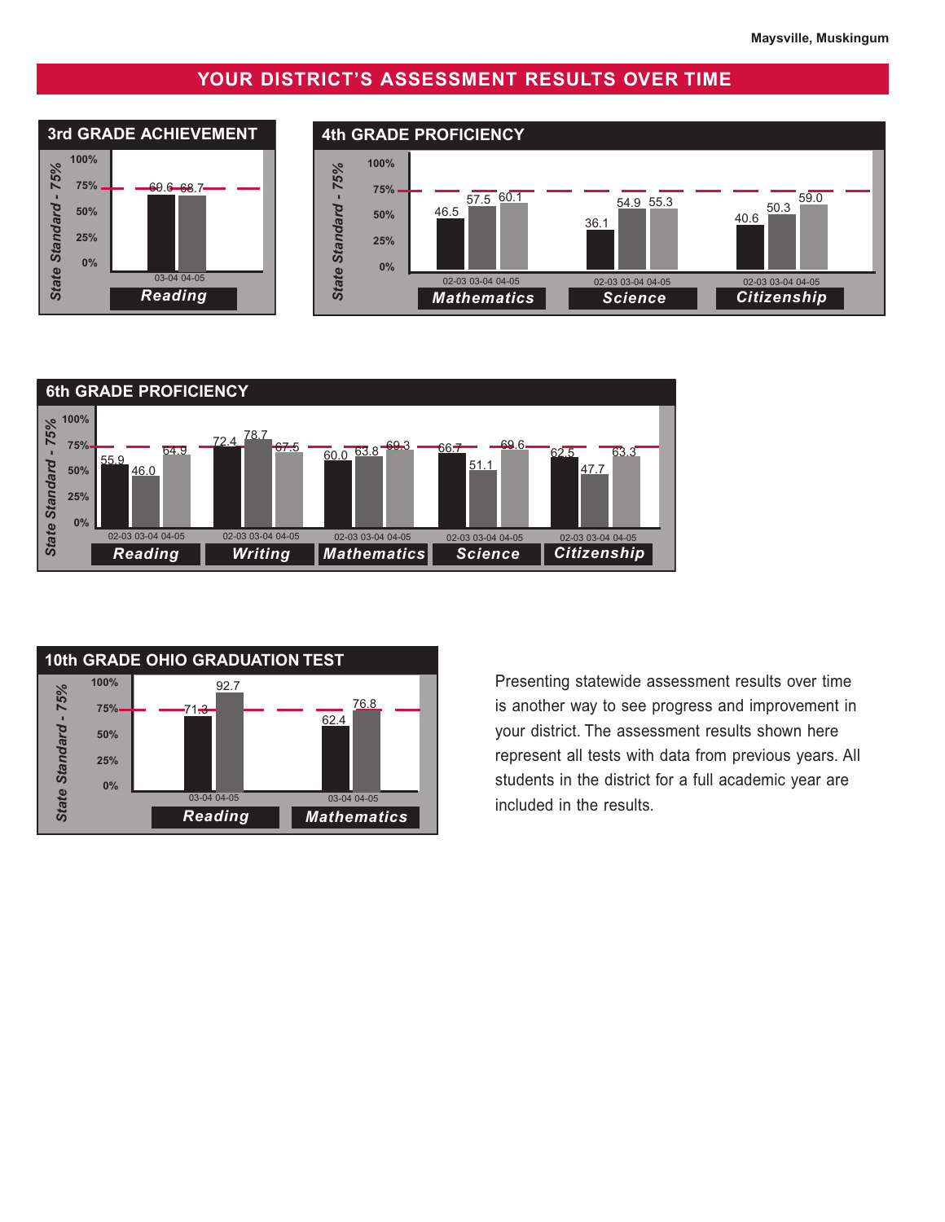Maysville, Muskingum

## YOUR DISTRICT'S ASSESSMENT RESULTS OVER TIME

### 3rd GRADE ACHIEVEMENT

State Standard - 75%

100%
75%
50%
25%
0%

69.6 68.7

03-04 04-05

Reading

### 4th GRADE PROFICIENCY

State Standard - 75%

100%
75%
50%
25%
0%

46.5 57.5 60.1

02-03 03-04 04-05

Mathematics

36.1 54.9 55.3

02-03 03-04 04-05

Science

40.6 50.3 59.0

02-03 03-04 04-05

Citizenship

### 6th GRADE PROFICIENCY

State Standard - 75%

100%
75%
50%
25%
0%

55.9 46.0 64.9

02-03 03-04 04-05

Reading

72.4 78.7 67.5

02-03 03-04 04-05

Writing

60.0 63.8 69.3

02-03 03-04 04-05

Mathematics

66.7 51.1 69.6

02-03 03-04 04-05

Science

62.5 47.7 63.3

02-03 03-04 04-05

Citizenship

### 10th GRADE OHIO GRADUATION TEST

State Standard - 75%

100%
75%
50%
25%
0%

71.3 92.7

03-04 04-05

Reading

62.4 76.8

03-04 04-05

Mathematics

Presenting statewide assessment results over time is another way to see progress and improvement in your district. The assessment results shown here represent all tests with data from previous years. All students in the district for a full academic year are included in the results.